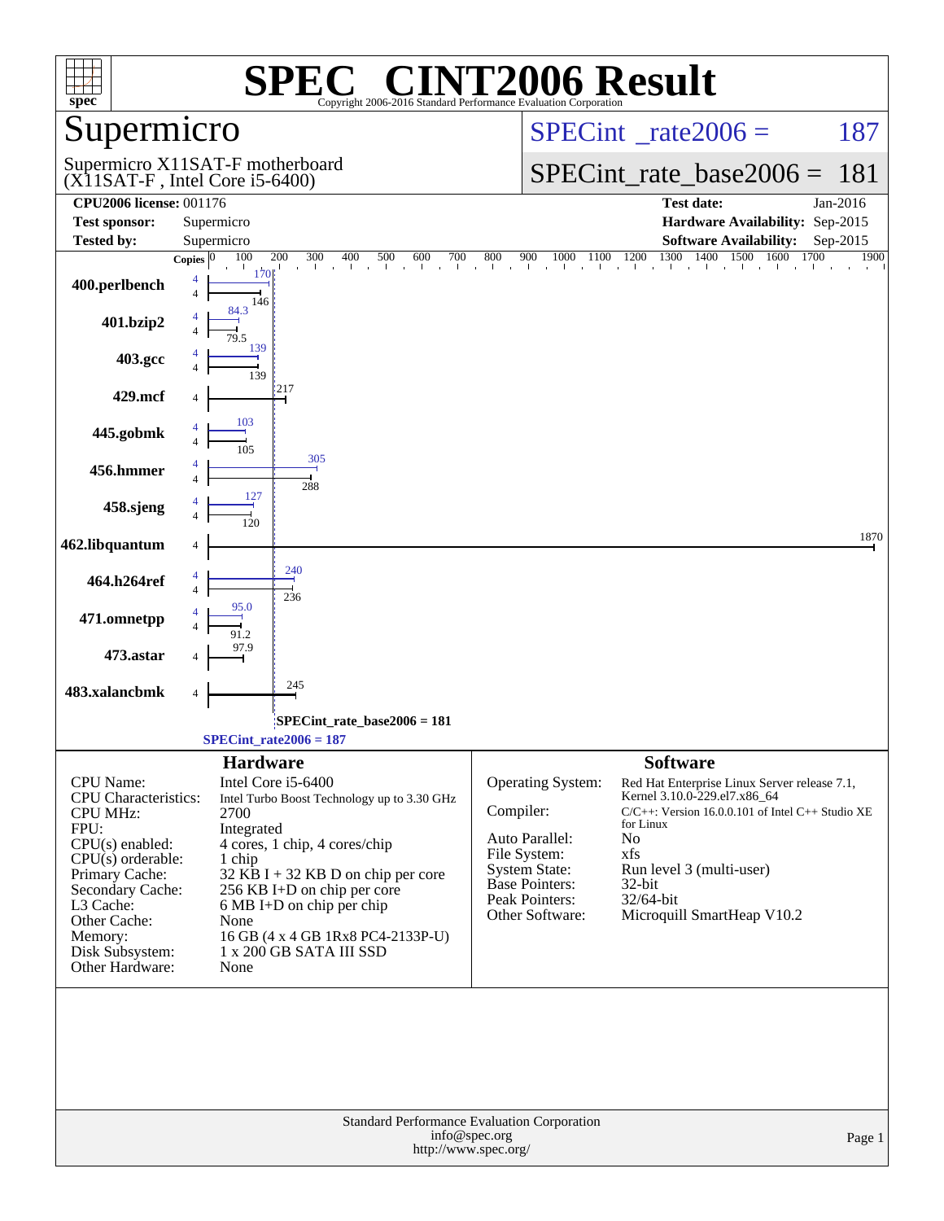# SPEC CINT2006 Result

Copyright 2006-2016 Standard Performance Evaluation Corporation

## Supermicro

Supermicro X11SAT-F motherboard (X11SAT-F , Intel Core i5-6400)

SPECint_rate2006 = 187

SPECint_rate_base2006 = 181

| | | | |
|---|---|---|---|
| **CPU2006 license:** | 001176 | **Test date:** | Jan-2016 |
| **Test sponsor:** | Supermicro | **Hardware Availability:** | Sep-2015 |
| **Tested by:** | Supermicro | **Software Availability:** | Sep-2015 |

| Benchmark | Copies | Peak | Base |
|---|---|---|---|
| 400.perlbench | 4 | 170 | 146 |
| 401.bzip2 | 4 | 84.3 | 79.5 |
| 403.gcc | 4 | 139 | 139 |
| 429.mcf | 4 | | 217 |
| 445.gobmk | 4 | 103 | 105 |
| 456.hmmer | 4 | 305 | 288 |
| 458.sjeng | 4 | 127 | 120 |
| 462.libquantum | 4 | | 1870 |
| 464.h264ref | 4 | 240 | 236 |
| 471.omnetpp | 4 | 95.0 | 91.2 |
| 473.astar | 4 | | 97.9 |
| 483.xalancbmk | 4 | | 245 |

SPECint_rate_base2006 = 181

SPECint_rate2006 = 187

### Hardware

| | |
|---|---|
| CPU Name: | Intel Core i5-6400 |
| CPU Characteristics: | Intel Turbo Boost Technology up to 3.30 GHz |
| CPU MHz: | 2700 |
| FPU: | Integrated |
| CPU(s) enabled: | 4 cores, 1 chip, 4 cores/chip |
| CPU(s) orderable: | 1 chip |
| Primary Cache: | 32 KB I + 32 KB D on chip per core |
| Secondary Cache: | 256 KB I+D on chip per core |
| L3 Cache: | 6 MB I+D on chip per chip |
| Other Cache: | None |
| Memory: | 16 GB (4 x 4 GB 1Rx8 PC4-2133P-U) |
| Disk Subsystem: | 1 x 200 GB SATA III SSD |
| Other Hardware: | None |

### Software

| | |
|---|---|
| Operating System: | Red Hat Enterprise Linux Server release 7.1, Kernel 3.10.0-229.el7.x86_64 |
| Compiler: | C/C++: Version 16.0.0.101 of Intel C++ Studio XE for Linux |
| Auto Parallel: | No |
| File System: | xfs |
| System State: | Run level 3 (multi-user) |
| Base Pointers: | 32-bit |
| Peak Pointers: | 32/64-bit |
| Other Software: | Microquill SmartHeap V10.2 |

Standard Performance Evaluation Corporation
info@spec.org
http://www.spec.org/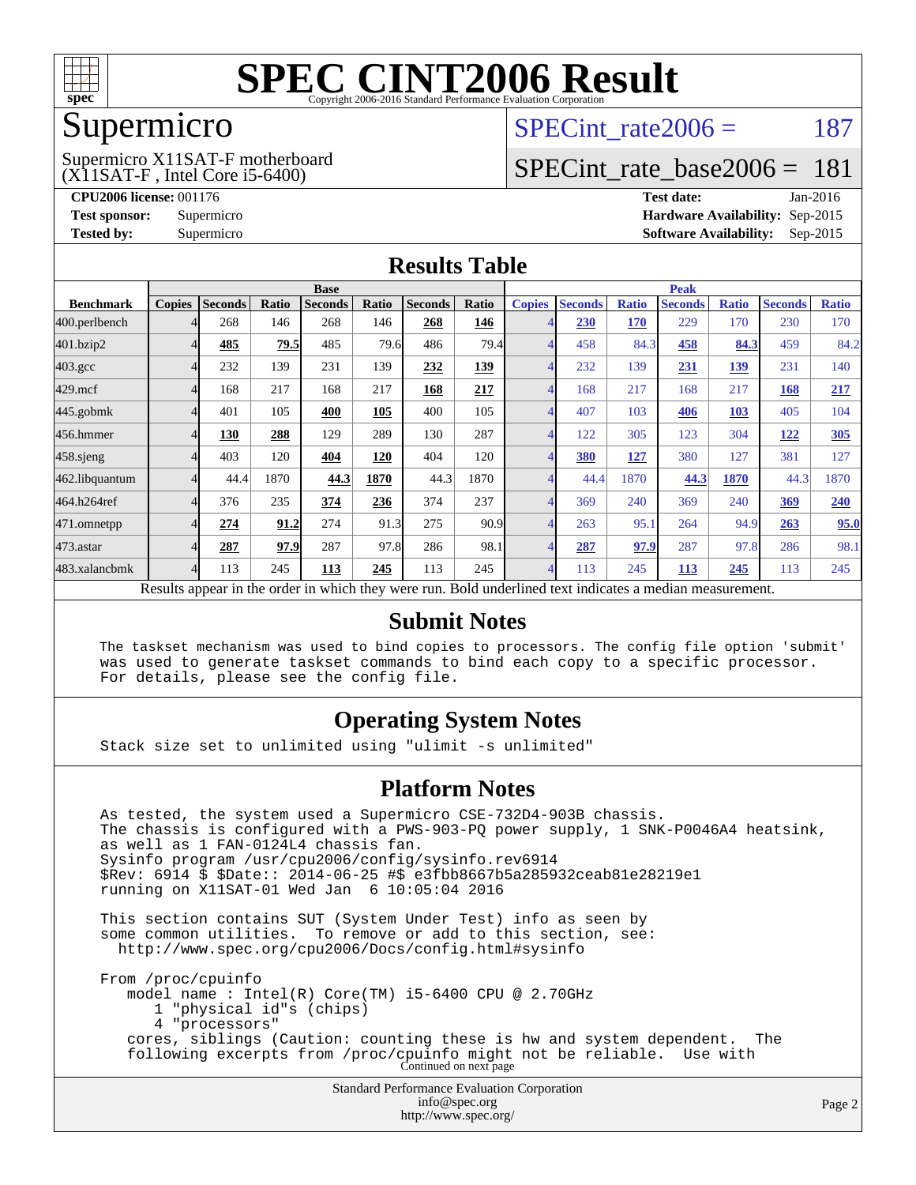# SPEC CINT2006 Result

Copyright 2006-2016 Standard Performance Evaluation Corporation

## Supermicro

Supermicro X11SAT-F motherboard
(X11SAT-F , Intel Core i5-6400)

SPECint_rate2006 = 187

SPECint_rate_base2006 = 181

**CPU2006 license:** 001176
**Test sponsor:** Supermicro
**Tested by:** Supermicro

**Test date:** Jan-2016
**Hardware Availability:** Sep-2015
**Software Availability:** Sep-2015

## Results Table

| Benchmark | Base | | | | | | | Peak | | | | | | |
|---|---|---|---|---|---|---|---|---|---|---|---|---|---|---|
| | Copies | Seconds | Ratio | Seconds | Ratio | Seconds | Ratio | Copies | Seconds | Ratio | Seconds | Ratio | Seconds | Ratio |
| 400.perlbench | 4 | 268 | 146 | 268 | 146 | **268** | **146** | 4 | **230** | **170** | 229 | 170 | 230 | 170 |
| 401.bzip2 | 4 | **485** | **79.5** | 485 | 79.6 | 486 | 79.4 | 4 | 458 | 84.3 | **458** | **84.3** | 459 | 84.2 |
| 403.gcc | 4 | 232 | 139 | 231 | 139 | **232** | **139** | 4 | 232 | 139 | **231** | **139** | 231 | 140 |
| 429.mcf | 4 | 168 | 217 | 168 | 217 | **168** | **217** | 4 | 168 | 217 | 168 | 217 | **168** | **217** |
| 445.gobmk | 4 | 401 | 105 | **400** | **105** | 400 | 105 | 4 | 407 | 103 | **406** | **103** | 405 | 104 |
| 456.hmmer | 4 | **130** | **288** | 129 | 289 | 130 | 287 | 4 | 122 | 305 | 123 | 304 | **122** | **305** |
| 458.sjeng | 4 | 403 | 120 | **404** | **120** | 404 | 120 | 4 | **380** | **127** | 380 | 127 | 381 | 127 |
| 462.libquantum | 4 | 44.4 | 1870 | **44.3** | **1870** | 44.3 | 1870 | 4 | 44.4 | 1870 | **44.3** | **1870** | 44.3 | 1870 |
| 464.h264ref | 4 | 376 | 235 | **374** | **236** | 374 | 237 | 4 | 369 | 240 | 369 | 240 | **369** | **240** |
| 471.omnetpp | 4 | **274** | **91.2** | 274 | 91.3 | 275 | 90.9 | 4 | 263 | 95.1 | 264 | 94.9 | **263** | **95.0** |
| 473.astar | 4 | **287** | **97.9** | 287 | 97.8 | 286 | 98.1 | 4 | **287** | **97.9** | 287 | 97.8 | 286 | 98.1 |
| 483.xalancbmk | 4 | 113 | 245 | **113** | **245** | 113 | 245 | 4 | 113 | 245 | **113** | **245** | 113 | 245 |

Results appear in the order in which they were run. Bold underlined text indicates a median measurement.

## Submit Notes

```
The taskset mechanism was used to bind copies to processors. The config file option 'submit'
was used to generate taskset commands to bind each copy to a specific processor.
For details, please see the config file.
```

## Operating System Notes

```
Stack size set to unlimited using "ulimit -s unlimited"
```

## Platform Notes

```
As tested, the system used a Supermicro CSE-732D4-903B chassis.
The chassis is configured with a PWS-903-PQ power supply, 1 SNK-P0046A4 heatsink,
as well as 1 FAN-0124L4 chassis fan.
Sysinfo program /usr/cpu2006/config/sysinfo.rev6914
$Rev: 6914 $ $Date:: 2014-06-25 #$ e3fbb8667b5a285932ceab81e28219e1
running on X11SAT-01 Wed Jan  6 10:05:04 2016

This section contains SUT (System Under Test) info as seen by
some common utilities.  To remove or add to this section, see:
  http://www.spec.org/cpu2006/Docs/config.html#sysinfo

From /proc/cpuinfo
   model name : Intel(R) Core(TM) i5-6400 CPU @ 2.70GHz
      1 "physical id"s (chips)
      4 "processors"
   cores, siblings (Caution: counting these is hw and system dependent.  The
   following excerpts from /proc/cpuinfo might not be reliable.  Use with
```

Continued on next page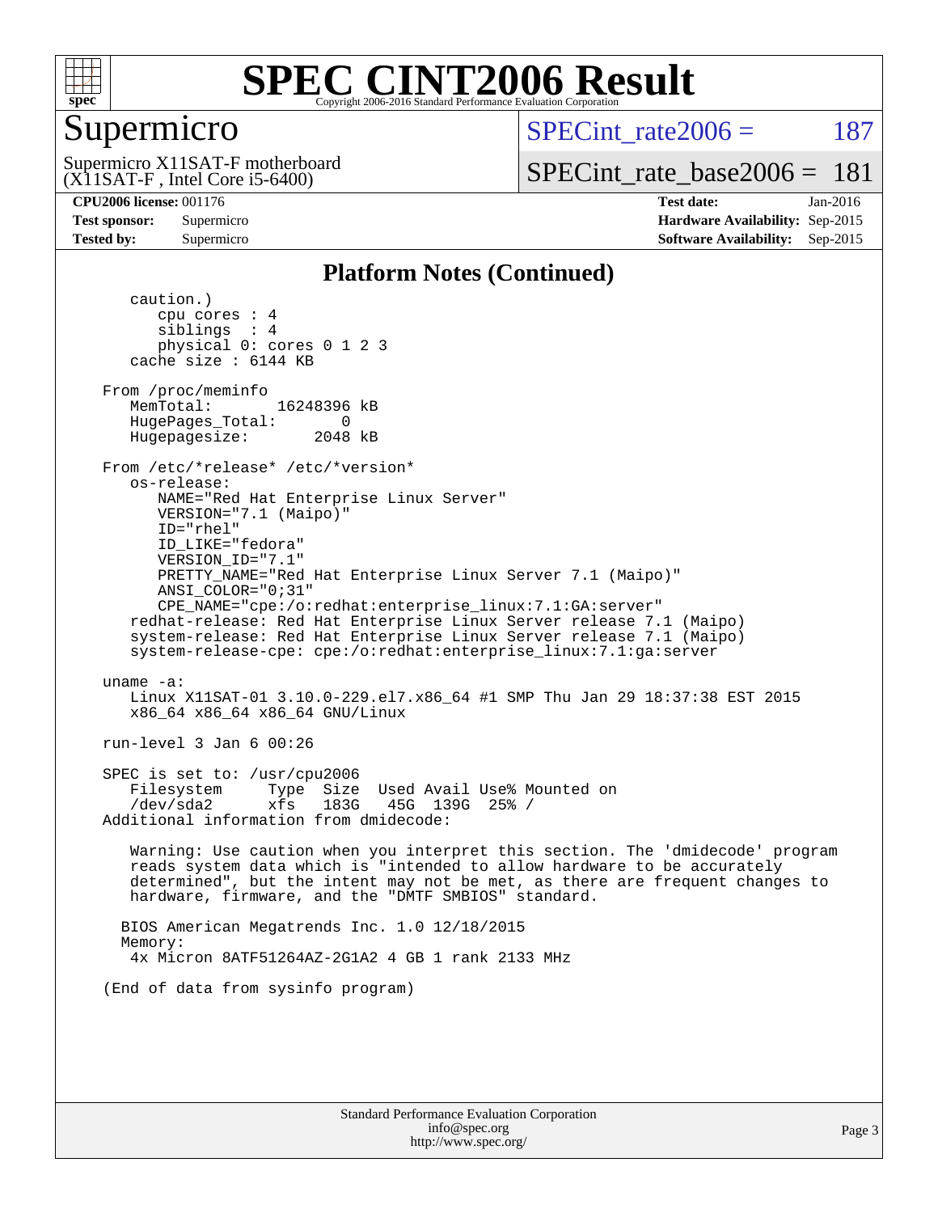## Platform Notes (Continued)

```
      caution.)
         cpu cores : 4
         siblings  : 4
         physical 0: cores 0 1 2 3
      cache size : 6144 KB

   From /proc/meminfo
      MemTotal:       16248396 kB
      HugePages_Total:       0
      Hugepagesize:       2048 kB

   From /etc/*release* /etc/*version*
      os-release:
         NAME="Red Hat Enterprise Linux Server"
         VERSION="7.1 (Maipo)"
         ID="rhel"
         ID_LIKE="fedora"
         VERSION_ID="7.1"
         PRETTY_NAME="Red Hat Enterprise Linux Server 7.1 (Maipo)"
         ANSI_COLOR="0;31"
         CPE_NAME="cpe:/o:redhat:enterprise_linux:7.1:GA:server"
      redhat-release: Red Hat Enterprise Linux Server release 7.1 (Maipo)
      system-release: Red Hat Enterprise Linux Server release 7.1 (Maipo)
      system-release-cpe: cpe:/o:redhat:enterprise_linux:7.1:ga:server

   uname -a:
      Linux X11SAT-01 3.10.0-229.el7.x86_64 #1 SMP Thu Jan 29 18:37:38 EST 2015
      x86_64 x86_64 x86_64 GNU/Linux

   run-level 3 Jan 6 00:26

   SPEC is set to: /usr/cpu2006
      Filesystem     Type  Size  Used Avail Use% Mounted on
      /dev/sda2      xfs   183G   45G  139G  25% /
   Additional information from dmidecode:

      Warning: Use caution when you interpret this section. The 'dmidecode' program
      reads system data which is "intended to allow hardware to be accurately
      determined", but the intent may not be met, as there are frequent changes to
      hardware, firmware, and the "DMTF SMBIOS" standard.

     BIOS American Megatrends Inc. 1.0 12/18/2015
     Memory:
      4x Micron 8ATF51264AZ-2G1A2 4 GB 1 rank 2133 MHz

   (End of data from sysinfo program)
```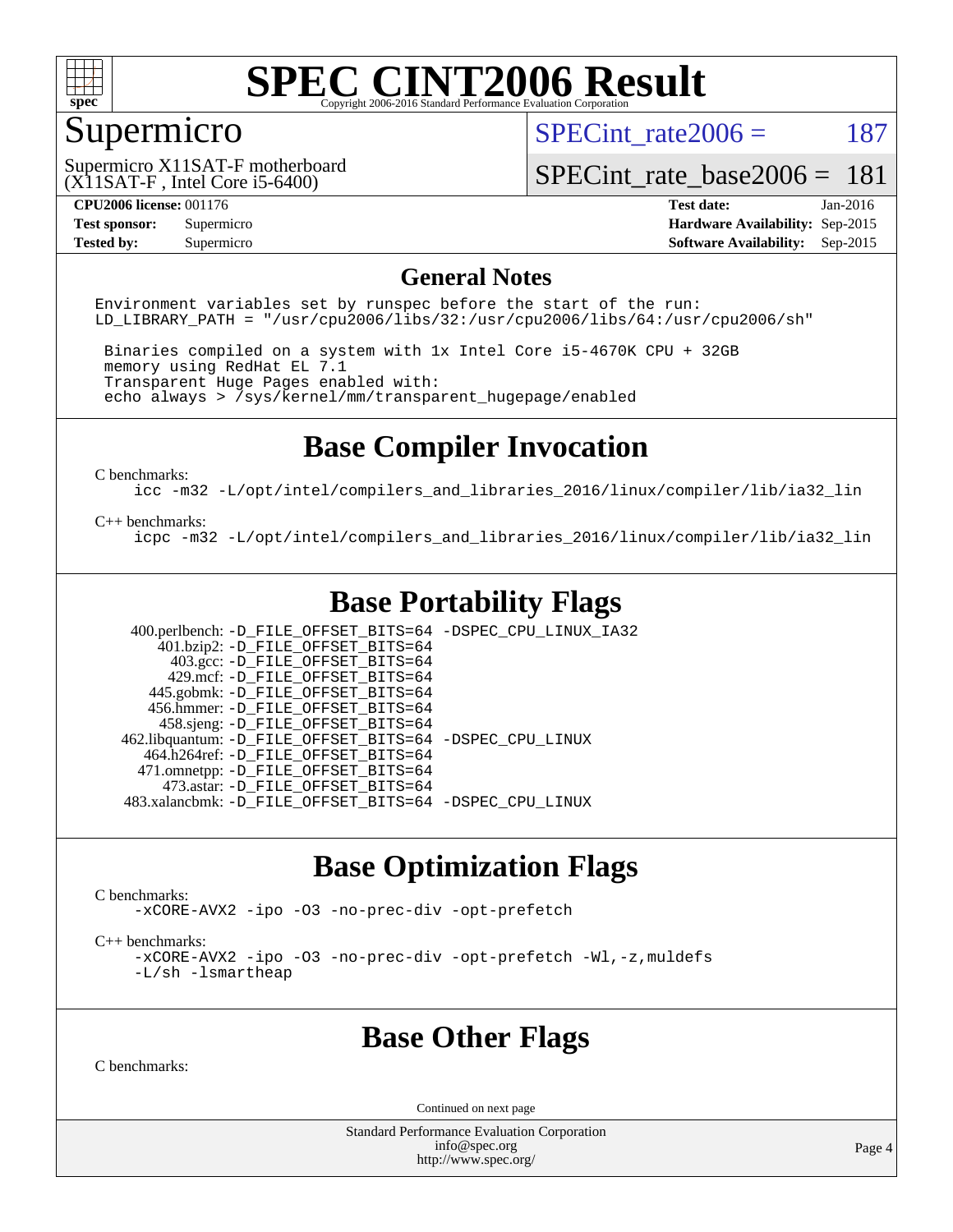# SPEC CINT2006 Result

Copyright 2006-2016 Standard Performance Evaluation Corporation

## Supermicro

Supermicro X11SAT-F motherboard
(X11SAT-F , Intel Core i5-6400)

SPECint_rate2006 = 187

SPECint_rate_base2006 = 181

| | | | |
|---|---|---|---|
| **CPU2006 license:** 001176 | | **Test date:** | Jan-2016 |
| **Test sponsor:** | Supermicro | **Hardware Availability:** | Sep-2015 |
| **Tested by:** | Supermicro | **Software Availability:** | Sep-2015 |

## General Notes

```
Environment variables set by runspec before the start of the run:
LD_LIBRARY_PATH = "/usr/cpu2006/libs/32:/usr/cpu2006/libs/64:/usr/cpu2006/sh"

 Binaries compiled on a system with 1x Intel Core i5-4670K CPU + 32GB
 memory using RedHat EL 7.1
 Transparent Huge Pages enabled with:
 echo always > /sys/kernel/mm/transparent_hugepage/enabled
```

## Base Compiler Invocation

C benchmarks:
```
icc -m32 -L/opt/intel/compilers_and_libraries_2016/linux/compiler/lib/ia32_lin
```

C++ benchmarks:
```
icpc -m32 -L/opt/intel/compilers_and_libraries_2016/linux/compiler/lib/ia32_lin
```

## Base Portability Flags

```
  400.perlbench: -D_FILE_OFFSET_BITS=64 -DSPEC_CPU_LINUX_IA32
      401.bzip2: -D_FILE_OFFSET_BITS=64
        403.gcc: -D_FILE_OFFSET_BITS=64
        429.mcf: -D_FILE_OFFSET_BITS=64
      445.gobmk: -D_FILE_OFFSET_BITS=64
      456.hmmer: -D_FILE_OFFSET_BITS=64
      458.sjeng: -D_FILE_OFFSET_BITS=64
 462.libquantum: -D_FILE_OFFSET_BITS=64 -DSPEC_CPU_LINUX
    464.h264ref: -D_FILE_OFFSET_BITS=64
    471.omnetpp: -D_FILE_OFFSET_BITS=64
      473.astar: -D_FILE_OFFSET_BITS=64
 483.xalancbmk: -D_FILE_OFFSET_BITS=64 -DSPEC_CPU_LINUX
```

## Base Optimization Flags

C benchmarks:
```
-xCORE-AVX2 -ipo -O3 -no-prec-div -opt-prefetch
```

C++ benchmarks:
```
-xCORE-AVX2 -ipo -O3 -no-prec-div -opt-prefetch -Wl,-z,muldefs
-L/sh -lsmartheap
```

## Base Other Flags

C benchmarks:

Continued on next page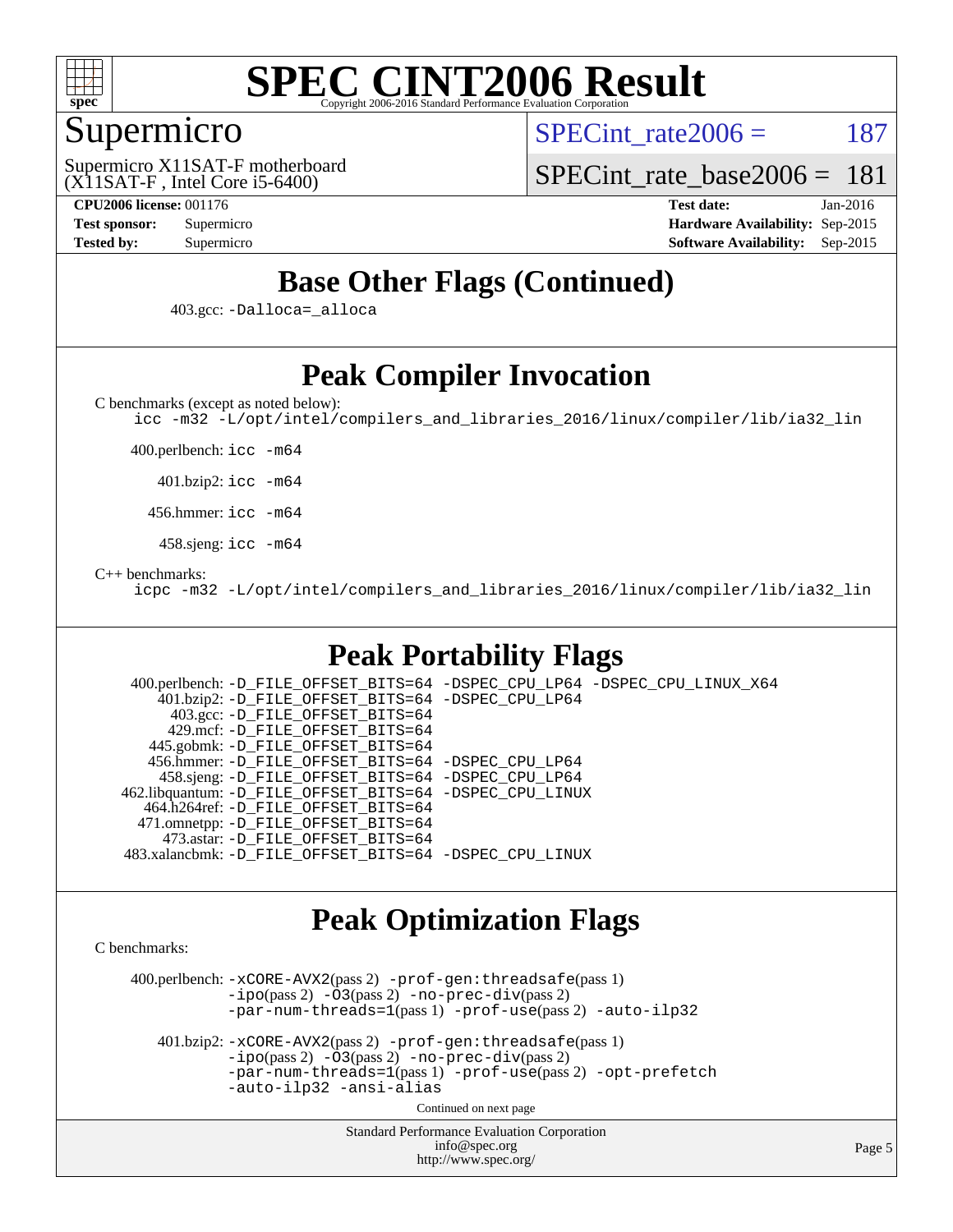# SPEC CINT2006 Result

Copyright 2006-2016 Standard Performance Evaluation Corporation

## Supermicro

Supermicro X11SAT-F motherboard
(X11SAT-F , Intel Core i5-6400)

SPECint_rate2006 = 187

SPECint_rate_base2006 = 181

**CPU2006 license:** 001176
**Test sponsor:** Supermicro
**Tested by:** Supermicro

**Test date:** Jan-2016
**Hardware Availability:** Sep-2015
**Software Availability:** Sep-2015

## Base Other Flags (Continued)

403.gcc: -Dalloca=_alloca

## Peak Compiler Invocation

C benchmarks (except as noted below):
icc -m32 -L/opt/intel/compilers_and_libraries_2016/linux/compiler/lib/ia32_lin

400.perlbench: icc -m64

401.bzip2: icc -m64

456.hmmer: icc -m64

458.sjeng: icc -m64

C++ benchmarks:
icpc -m32 -L/opt/intel/compilers_and_libraries_2016/linux/compiler/lib/ia32_lin

## Peak Portability Flags

400.perlbench: -D_FILE_OFFSET_BITS=64 -DSPEC_CPU_LP64 -DSPEC_CPU_LINUX_X64
401.bzip2: -D_FILE_OFFSET_BITS=64 -DSPEC_CPU_LP64
403.gcc: -D_FILE_OFFSET_BITS=64
429.mcf: -D_FILE_OFFSET_BITS=64
445.gobmk: -D_FILE_OFFSET_BITS=64
456.hmmer: -D_FILE_OFFSET_BITS=64 -DSPEC_CPU_LP64
458.sjeng: -D_FILE_OFFSET_BITS=64 -DSPEC_CPU_LP64
462.libquantum: -D_FILE_OFFSET_BITS=64 -DSPEC_CPU_LINUX
464.h264ref: -D_FILE_OFFSET_BITS=64
471.omnetpp: -D_FILE_OFFSET_BITS=64
473.astar: -D_FILE_OFFSET_BITS=64
483.xalancbmk: -D_FILE_OFFSET_BITS=64 -DSPEC_CPU_LINUX

## Peak Optimization Flags

C benchmarks:

400.perlbench: -xCORE-AVX2(pass 2) -prof-gen:threadsafe(pass 1) -ipo(pass 2) -O3(pass 2) -no-prec-div(pass 2) -par-num-threads=1(pass 1) -prof-use(pass 2) -auto-ilp32

401.bzip2: -xCORE-AVX2(pass 2) -prof-gen:threadsafe(pass 1) -ipo(pass 2) -O3(pass 2) -no-prec-div(pass 2) -par-num-threads=1(pass 1) -prof-use(pass 2) -opt-prefetch -auto-ilp32 -ansi-alias

Continued on next page

Standard Performance Evaluation Corporation
info@spec.org
http://www.spec.org/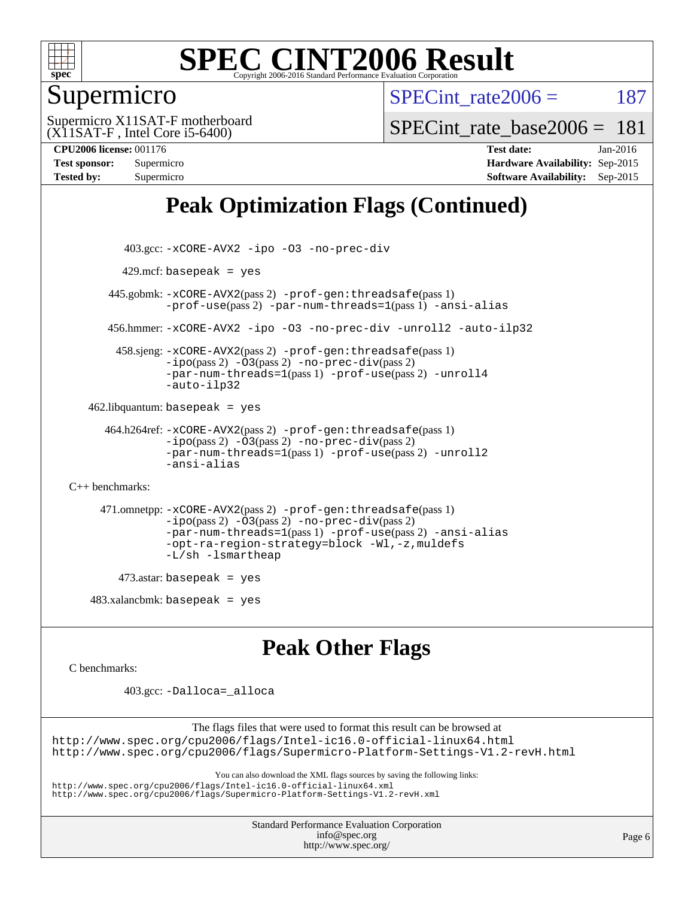# Peak Optimization Flags (Continued)

403.gcc: -xCORE-AVX2 -ipo -O3 -no-prec-div

429.mcf: basepeak = yes

445.gobmk: -xCORE-AVX2(pass 2) -prof-gen:threadsafe(pass 1) -prof-use(pass 2) -par-num-threads=1(pass 1) -ansi-alias

456.hmmer: -xCORE-AVX2 -ipo -O3 -no-prec-div -unroll2 -auto-ilp32

458.sjeng: -xCORE-AVX2(pass 2) -prof-gen:threadsafe(pass 1) -ipo(pass 2) -O3(pass 2) -no-prec-div(pass 2) -par-num-threads=1(pass 1) -prof-use(pass 2) -unroll4 -auto-ilp32

462.libquantum: basepeak = yes

464.h264ref: -xCORE-AVX2(pass 2) -prof-gen:threadsafe(pass 1) -ipo(pass 2) -O3(pass 2) -no-prec-div(pass 2) -par-num-threads=1(pass 1) -prof-use(pass 2) -unroll2 -ansi-alias

C++ benchmarks:

471.omnetpp: -xCORE-AVX2(pass 2) -prof-gen:threadsafe(pass 1) -ipo(pass 2) -O3(pass 2) -no-prec-div(pass 2) -par-num-threads=1(pass 1) -prof-use(pass 2) -ansi-alias -opt-ra-region-strategy=block -Wl,-z,muldefs -L/sh -lsmartheap

473.astar: basepeak = yes

483.xalancbmk: basepeak = yes

# Peak Other Flags

C benchmarks:

403.gcc: -Dalloca=_alloca

The flags files that were used to format this result can be browsed at
http://www.spec.org/cpu2006/flags/Intel-ic16.0-official-linux64.html
http://www.spec.org/cpu2006/flags/Supermicro-Platform-Settings-V1.2-revH.html

You can also download the XML flags sources by saving the following links:
http://www.spec.org/cpu2006/flags/Intel-ic16.0-official-linux64.xml
http://www.spec.org/cpu2006/flags/Supermicro-Platform-Settings-V1.2-revH.xml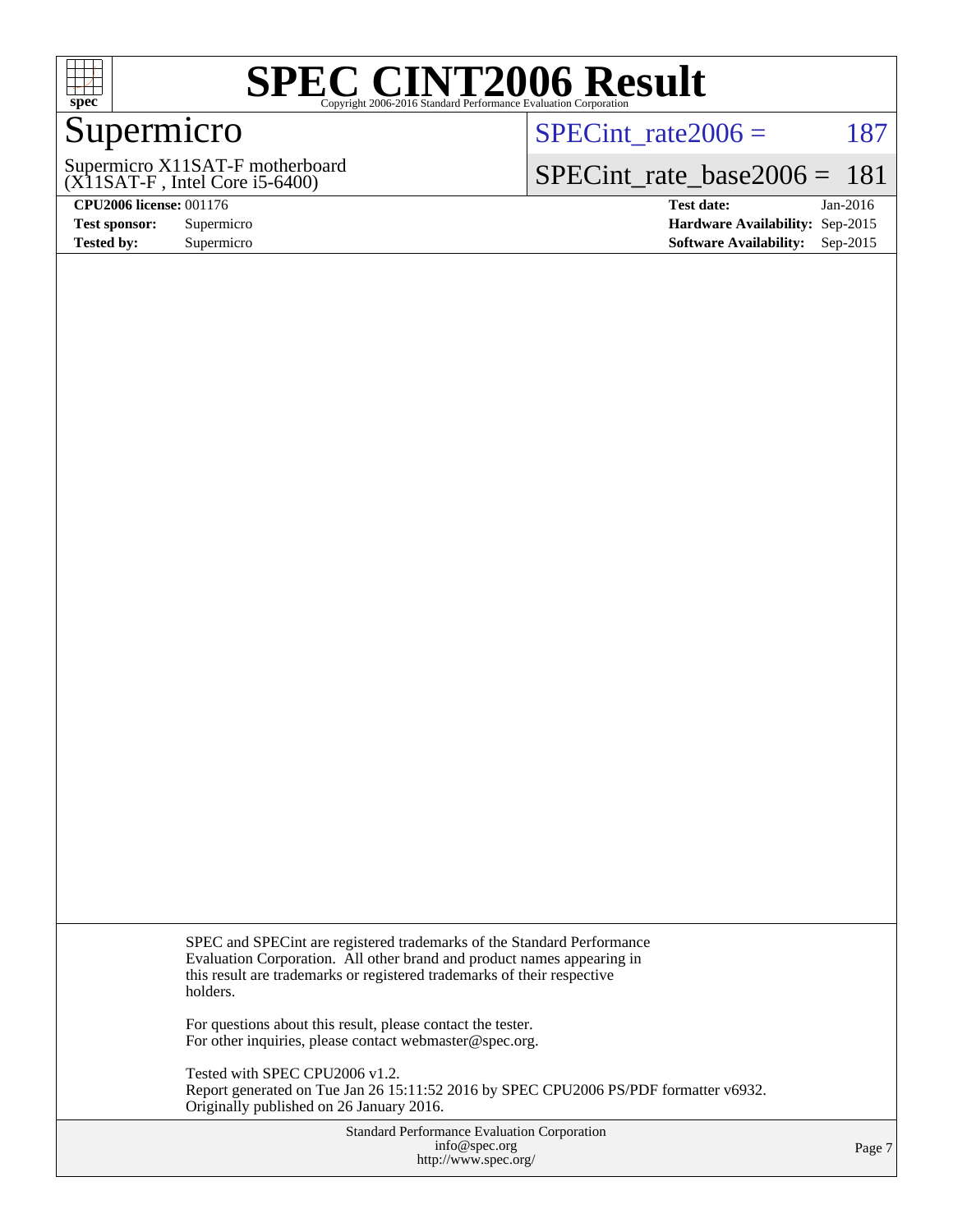SPEC and SPECint are registered trademarks of the Standard Performance Evaluation Corporation. All other brand and product names appearing in this result are trademarks or registered trademarks of their respective holders.

For questions about this result, please contact the tester.
For other inquiries, please contact webmaster@spec.org.

Tested with SPEC CPU2006 v1.2.
Report generated on Tue Jan 26 15:11:52 2016 by SPEC CPU2006 PS/PDF formatter v6932.
Originally published on 26 January 2016.